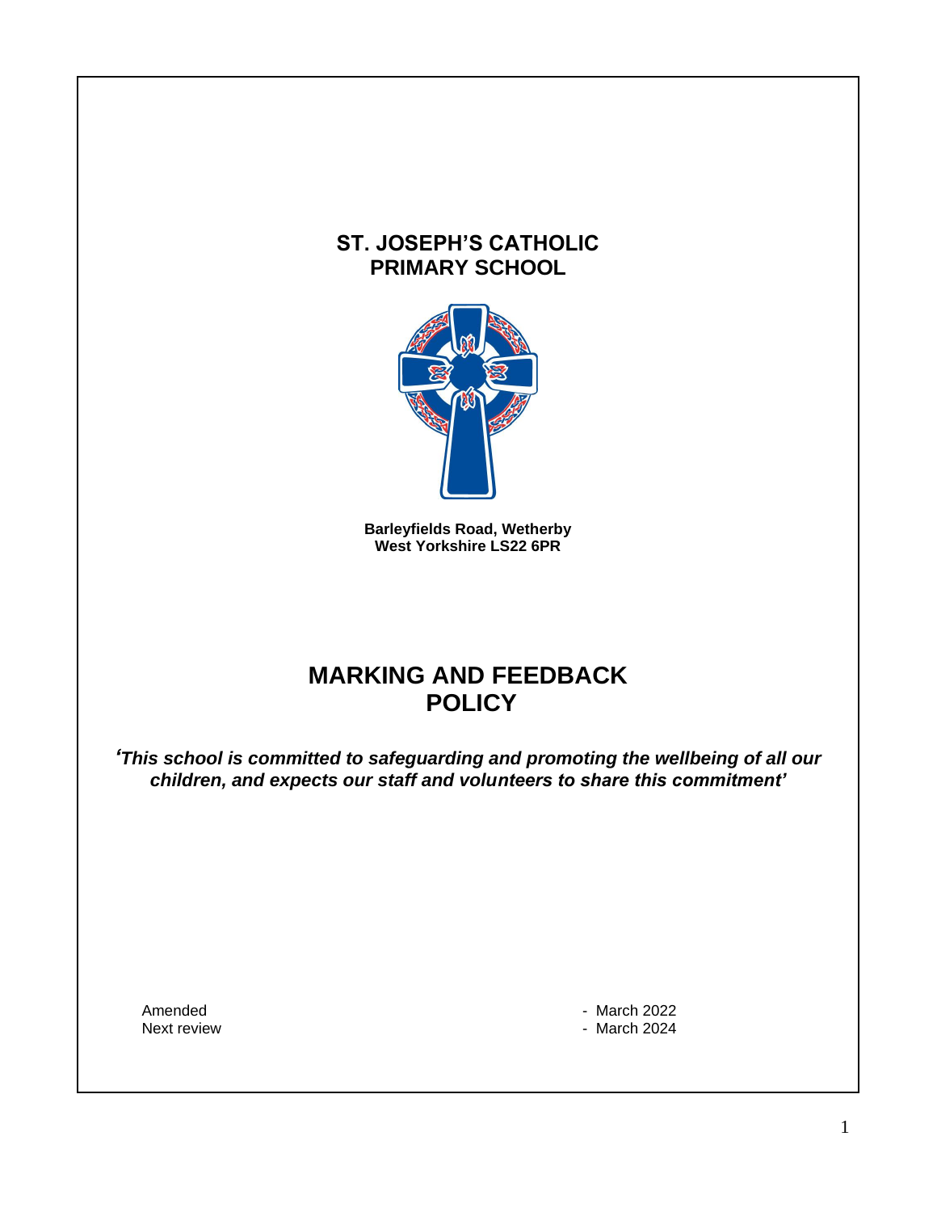# ST. JOSEPH'S CATHOLIC PRIMARY SCHOOL

**Barleyfields Road, Wetherby**
**West Yorkshire LS22 6PR**

# MARKING AND FEEDBACK POLICY

***'This school is committed to safeguarding and promoting the wellbeing of all our children, and expects our staff and volunteers to share this commitment'***

Amended - March 2022
Next review - March 2024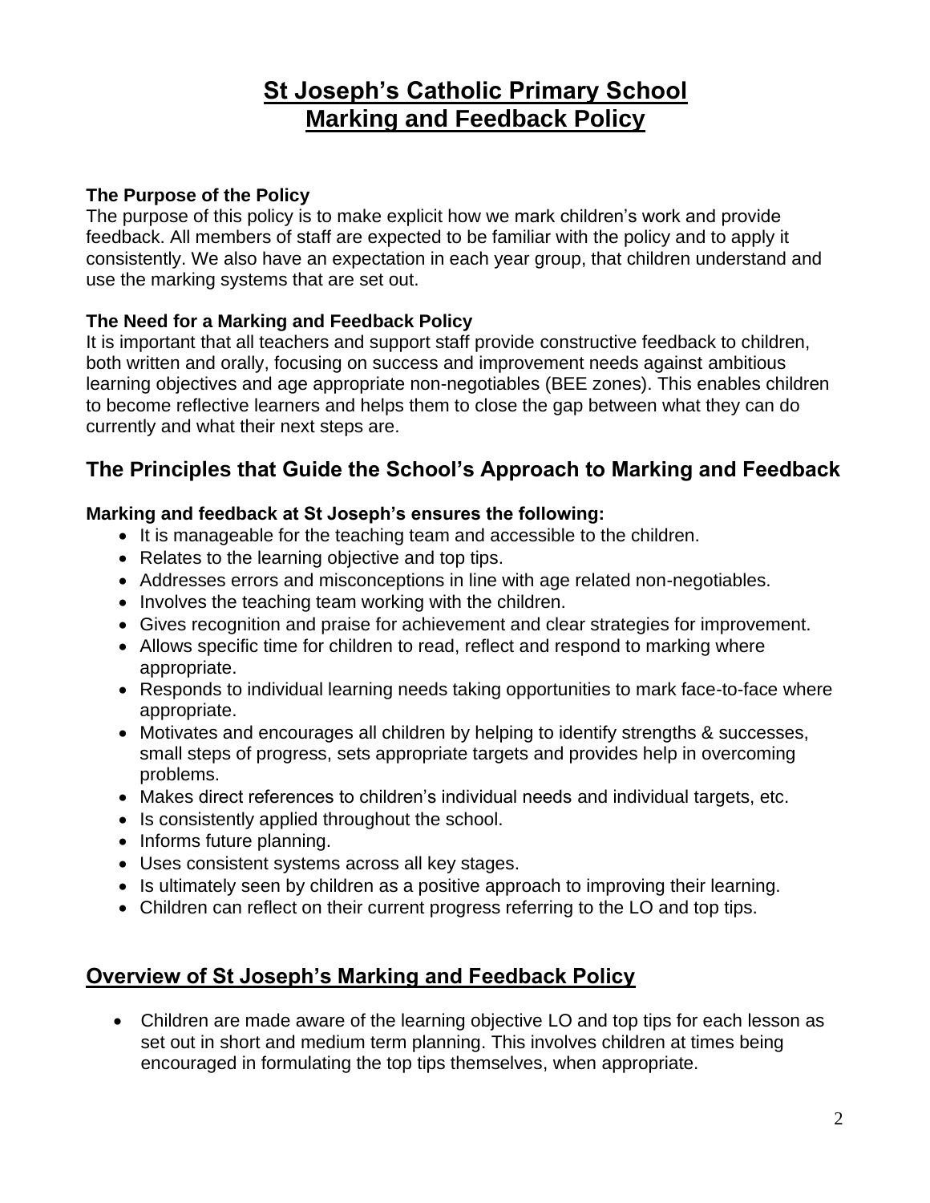# St Joseph's Catholic Primary School
# Marking and Feedback Policy

**The Purpose of the Policy**

The purpose of this policy is to make explicit how we mark children's work and provide feedback. All members of staff are expected to be familiar with the policy and to apply it consistently. We also have an expectation in each year group, that children understand and use the marking systems that are set out.

**The Need for a Marking and Feedback Policy**

It is important that all teachers and support staff provide constructive feedback to children, both written and orally, focusing on success and improvement needs against ambitious learning objectives and age appropriate non-negotiables (BEE zones). This enables children to become reflective learners and helps them to close the gap between what they can do currently and what their next steps are.

## The Principles that Guide the School's Approach to Marking and Feedback

**Marking and feedback at St Joseph's ensures the following:**

- It is manageable for the teaching team and accessible to the children.
- Relates to the learning objective and top tips.
- Addresses errors and misconceptions in line with age related non-negotiables.
- Involves the teaching team working with the children.
- Gives recognition and praise for achievement and clear strategies for improvement.
- Allows specific time for children to read, reflect and respond to marking where appropriate.
- Responds to individual learning needs taking opportunities to mark face-to-face where appropriate.
- Motivates and encourages all children by helping to identify strengths & successes, small steps of progress, sets appropriate targets and provides help in overcoming problems.
- Makes direct references to children's individual needs and individual targets, etc.
- Is consistently applied throughout the school.
- Informs future planning.
- Uses consistent systems across all key stages.
- Is ultimately seen by children as a positive approach to improving their learning.
- Children can reflect on their current progress referring to the LO and top tips.

## Overview of St Joseph's Marking and Feedback Policy

- Children are made aware of the learning objective LO and top tips for each lesson as set out in short and medium term planning. This involves children at times being encouraged in formulating the top tips themselves, when appropriate.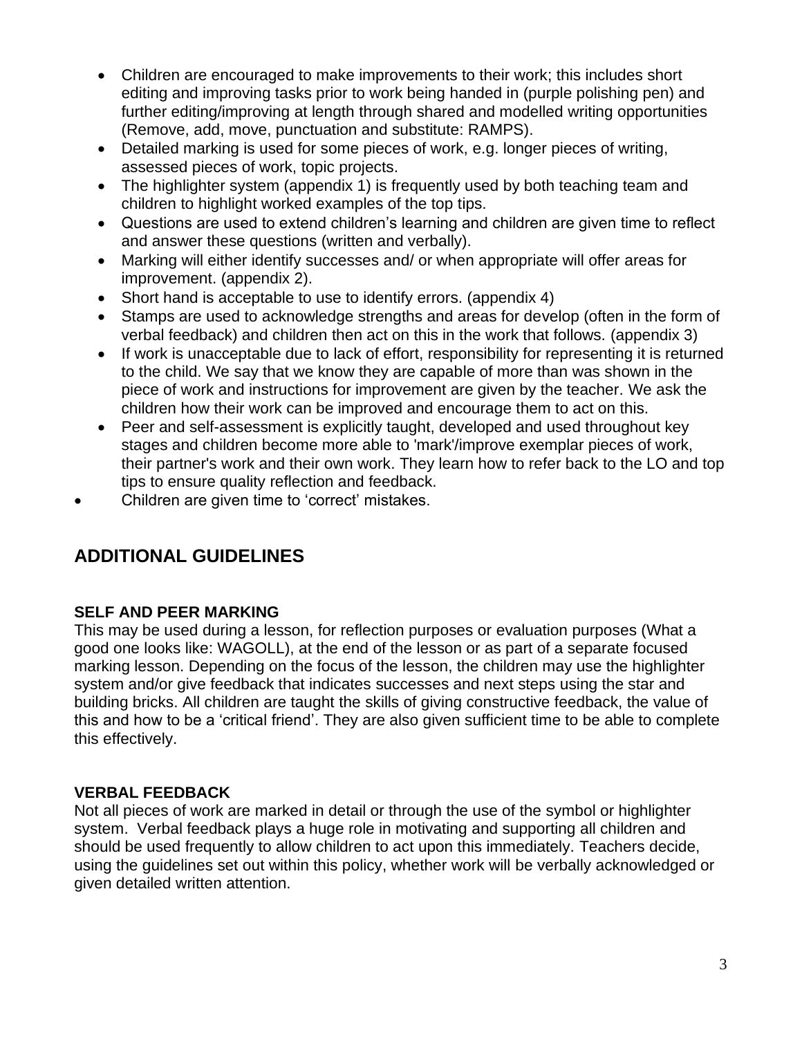- Children are encouraged to make improvements to their work; this includes short editing and improving tasks prior to work being handed in (purple polishing pen) and further editing/improving at length through shared and modelled writing opportunities (Remove, add, move, punctuation and substitute: RAMPS).
- Detailed marking is used for some pieces of work, e.g. longer pieces of writing, assessed pieces of work, topic projects.
- The highlighter system (appendix 1) is frequently used by both teaching team and children to highlight worked examples of the top tips.
- Questions are used to extend children's learning and children are given time to reflect and answer these questions (written and verbally).
- Marking will either identify successes and/ or when appropriate will offer areas for improvement. (appendix 2).
- Short hand is acceptable to use to identify errors. (appendix 4)
- Stamps are used to acknowledge strengths and areas for develop (often in the form of verbal feedback) and children then act on this in the work that follows. (appendix 3)
- If work is unacceptable due to lack of effort, responsibility for representing it is returned to the child. We say that we know they are capable of more than was shown in the piece of work and instructions for improvement are given by the teacher. We ask the children how their work can be improved and encourage them to act on this.
- Peer and self-assessment is explicitly taught, developed and used throughout key stages and children become more able to 'mark'/improve exemplar pieces of work, their partner's work and their own work. They learn how to refer back to the LO and top tips to ensure quality reflection and feedback.
- Children are given time to 'correct' mistakes.

## ADDITIONAL GUIDELINES

**SELF AND PEER MARKING**

This may be used during a lesson, for reflection purposes or evaluation purposes (What a good one looks like: WAGOLL), at the end of the lesson or as part of a separate focused marking lesson. Depending on the focus of the lesson, the children may use the highlighter system and/or give feedback that indicates successes and next steps using the star and building bricks. All children are taught the skills of giving constructive feedback, the value of this and how to be a 'critical friend'. They are also given sufficient time to be able to complete this effectively.

**VERBAL FEEDBACK**

Not all pieces of work are marked in detail or through the use of the symbol or highlighter system. Verbal feedback plays a huge role in motivating and supporting all children and should be used frequently to allow children to act upon this immediately. Teachers decide, using the guidelines set out within this policy, whether work will be verbally acknowledged or given detailed written attention.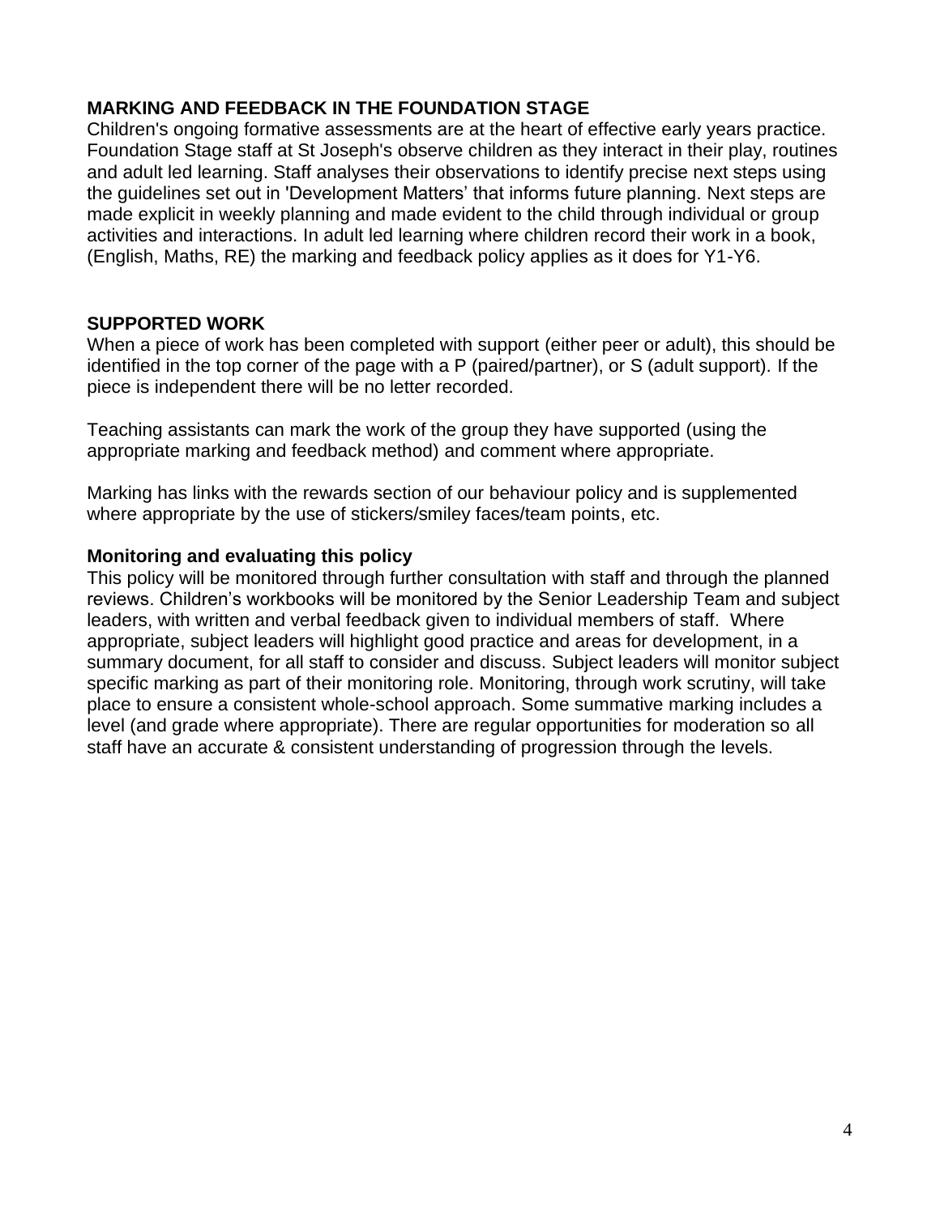## MARKING AND FEEDBACK IN THE FOUNDATION STAGE

Children's ongoing formative assessments are at the heart of effective early years practice. Foundation Stage staff at St Joseph's observe children as they interact in their play, routines and adult led learning. Staff analyses their observations to identify precise next steps using the guidelines set out in 'Development Matters' that informs future planning. Next steps are made explicit in weekly planning and made evident to the child through individual or group activities and interactions. In adult led learning where children record their work in a book, (English, Maths, RE) the marking and feedback policy applies as it does for Y1-Y6.

## SUPPORTED WORK

When a piece of work has been completed with support (either peer or adult), this should be identified in the top corner of the page with a P (paired/partner), or S (adult support). If the piece is independent there will be no letter recorded.

Teaching assistants can mark the work of the group they have supported (using the appropriate marking and feedback method) and comment where appropriate.

Marking has links with the rewards section of our behaviour policy and is supplemented where appropriate by the use of stickers/smiley faces/team points, etc.

### Monitoring and evaluating this policy

This policy will be monitored through further consultation with staff and through the planned reviews. Children's workbooks will be monitored by the Senior Leadership Team and subject leaders, with written and verbal feedback given to individual members of staff. Where appropriate, subject leaders will highlight good practice and areas for development, in a summary document, for all staff to consider and discuss. Subject leaders will monitor subject specific marking as part of their monitoring role. Monitoring, through work scrutiny, will take place to ensure a consistent whole-school approach. Some summative marking includes a level (and grade where appropriate). There are regular opportunities for moderation so all staff have an accurate & consistent understanding of progression through the levels.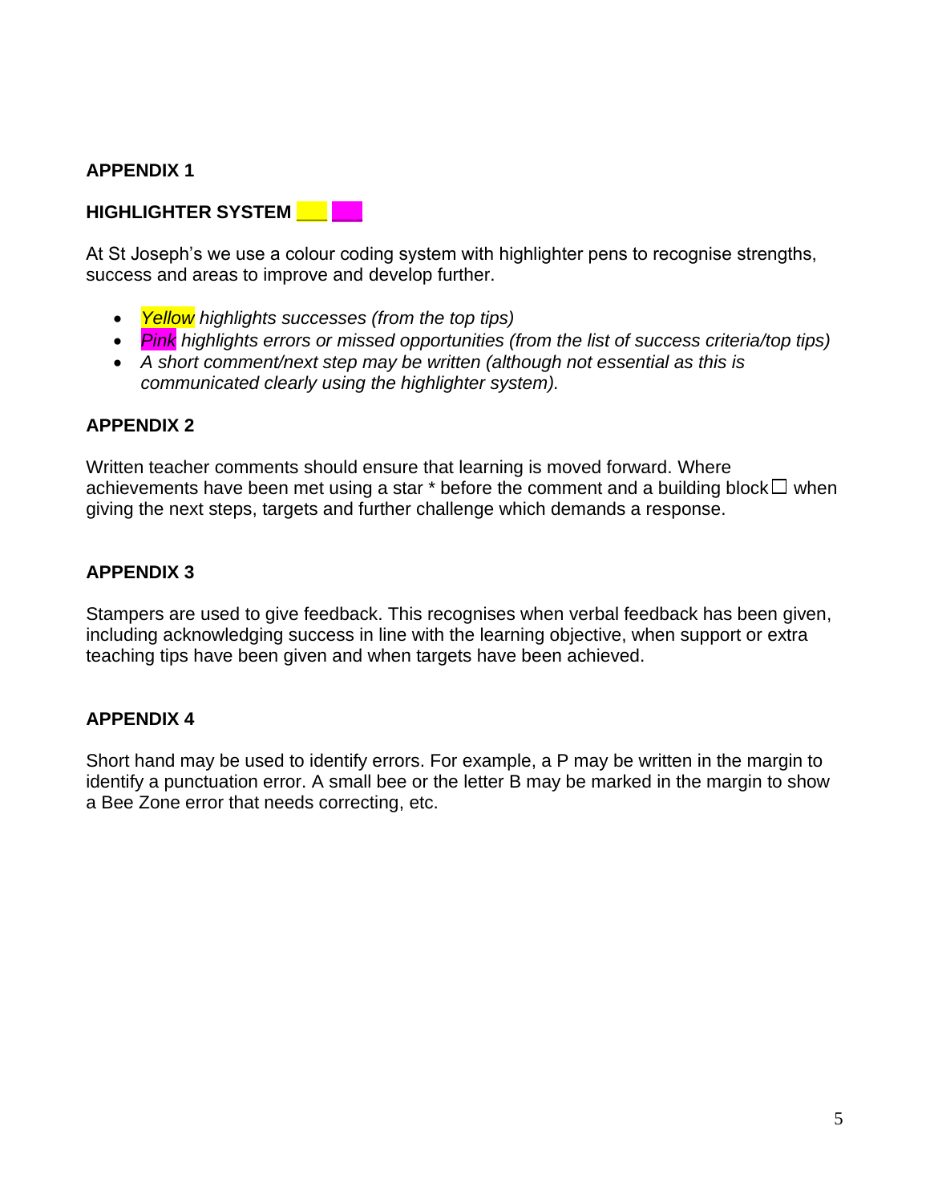## APPENDIX 1

### HIGHLIGHTER SYSTEM

At St Joseph's we use a colour coding system with highlighter pens to recognise strengths, success and areas to improve and develop further.

- *Yellow highlights successes (from the top tips)*
- *Pink highlights errors or missed opportunities (from the list of success criteria/top tips)*
- *A short comment/next step may be written (although not essential as this is communicated clearly using the highlighter system).*

## APPENDIX 2

Written teacher comments should ensure that learning is moved forward. Where achievements have been met using a star * before the comment and a building block ☐ when giving the next steps, targets and further challenge which demands a response.

## APPENDIX 3

Stampers are used to give feedback. This recognises when verbal feedback has been given, including acknowledging success in line with the learning objective, when support or extra teaching tips have been given and when targets have been achieved.

## APPENDIX 4

Short hand may be used to identify errors. For example, a P may be written in the margin to identify a punctuation error. A small bee or the letter B may be marked in the margin to show a Bee Zone error that needs correcting, etc.